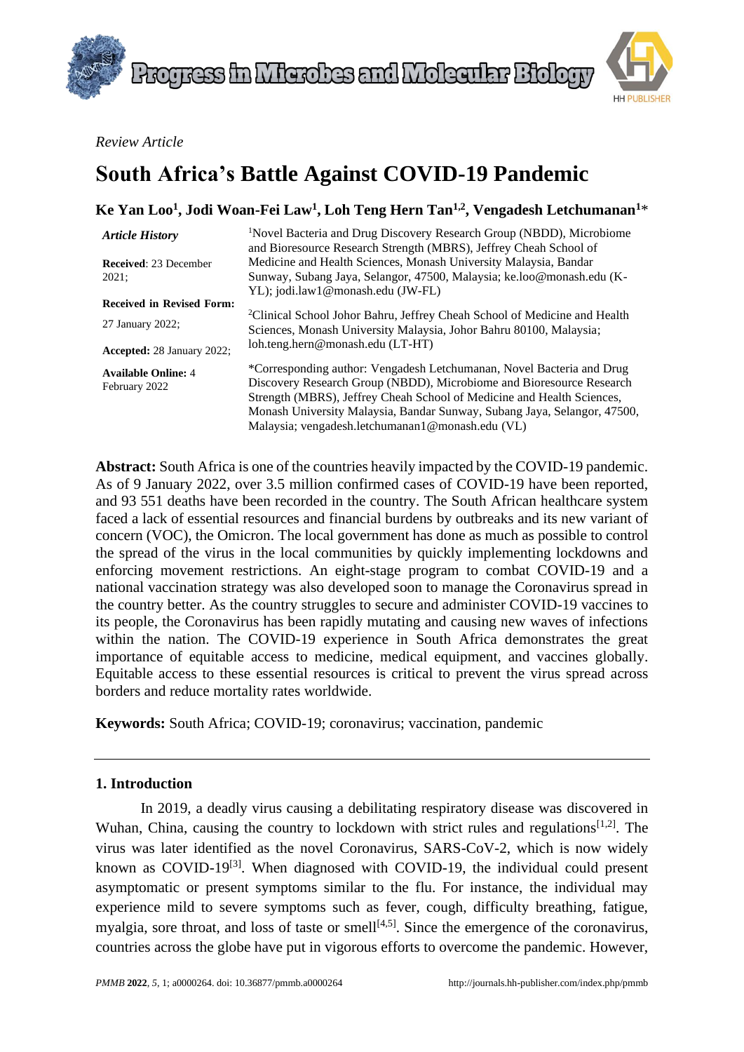*Review Article*

# South Africa's Battle Against COVID-19 Pandemic

**Ke Yan Loo[1], Jodi Woan-Fei Law[1], Loh Teng Hern Tan[1,2], Vengadesh Letchumanan[1]***

***Article History***

**Received**: 23 December 2021;

**Received in Revised Form:** 27 January 2022;

**Accepted:** 28 January 2022;

**Available Online:** 4 February 2022

[1]Novel Bacteria and Drug Discovery Research Group (NBDD), Microbiome and Bioresource Research Strength (MBRS), Jeffrey Cheah School of Medicine and Health Sciences, Monash University Malaysia, Bandar Sunway, Subang Jaya, Selangor, 47500, Malaysia; ke.loo@monash.edu (K-YL); jodi.law1@monash.edu (JW-FL)

[2]Clinical School Johor Bahru, Jeffrey Cheah School of Medicine and Health Sciences, Monash University Malaysia, Johor Bahru 80100, Malaysia; loh.teng.hern@monash.edu (LT-HT)

*Corresponding author: Vengadesh Letchumanan, Novel Bacteria and Drug Discovery Research Group (NBDD), Microbiome and Bioresource Research Strength (MBRS), Jeffrey Cheah School of Medicine and Health Sciences, Monash University Malaysia, Bandar Sunway, Subang Jaya, Selangor, 47500, Malaysia; vengadesh.letchumanan1@monash.edu (VL)

**Abstract:** South Africa is one of the countries heavily impacted by the COVID-19 pandemic. As of 9 January 2022, over 3.5 million confirmed cases of COVID-19 have been reported, and 93 551 deaths have been recorded in the country. The South African healthcare system faced a lack of essential resources and financial burdens by outbreaks and its new variant of concern (VOC), the Omicron. The local government has done as much as possible to control the spread of the virus in the local communities by quickly implementing lockdowns and enforcing movement restrictions. An eight-stage program to combat COVID-19 and a national vaccination strategy was also developed soon to manage the Coronavirus spread in the country better. As the country struggles to secure and administer COVID-19 vaccines to its people, the Coronavirus has been rapidly mutating and causing new waves of infections within the nation. The COVID-19 experience in South Africa demonstrates the great importance of equitable access to medicine, medical equipment, and vaccines globally. Equitable access to these essential resources is critical to prevent the virus spread across borders and reduce mortality rates worldwide.

**Keywords:** South Africa; COVID-19; coronavirus; vaccination, pandemic

## 1. Introduction

In 2019, a deadly virus causing a debilitating respiratory disease was discovered in Wuhan, China, causing the country to lockdown with strict rules and regulations[1,2]. The virus was later identified as the novel Coronavirus, SARS-CoV-2, which is now widely known as COVID-19[3]. When diagnosed with COVID-19, the individual could present asymptomatic or present symptoms similar to the flu. For instance, the individual may experience mild to severe symptoms such as fever, cough, difficulty breathing, fatigue, myalgia, sore throat, and loss of taste or smell[4,5]. Since the emergence of the coronavirus, countries across the globe have put in vigorous efforts to overcome the pandemic. However,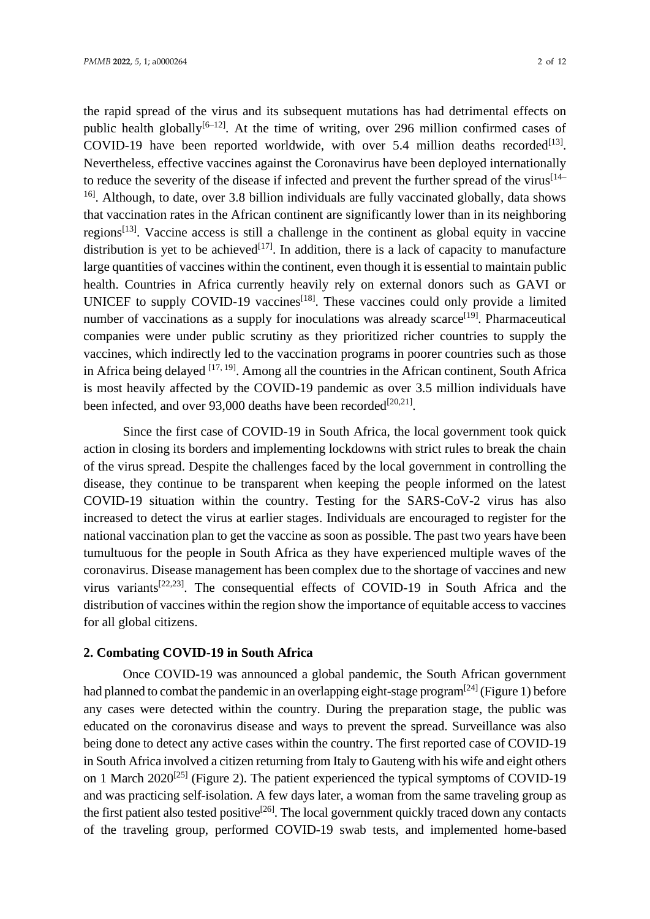the rapid spread of the virus and its subsequent mutations has had detrimental effects on public health globally[6–12]. At the time of writing, over 296 million confirmed cases of COVID-19 have been reported worldwide, with over 5.4 million deaths recorded[13]. Nevertheless, effective vaccines against the Coronavirus have been deployed internationally to reduce the severity of the disease if infected and prevent the further spread of the virus[14–16]. Although, to date, over 3.8 billion individuals are fully vaccinated globally, data shows that vaccination rates in the African continent are significantly lower than in its neighboring regions[13]. Vaccine access is still a challenge in the continent as global equity in vaccine distribution is yet to be achieved[17]. In addition, there is a lack of capacity to manufacture large quantities of vaccines within the continent, even though it is essential to maintain public health. Countries in Africa currently heavily rely on external donors such as GAVI or UNICEF to supply COVID-19 vaccines[18]. These vaccines could only provide a limited number of vaccinations as a supply for inoculations was already scarce[19]. Pharmaceutical companies were under public scrutiny as they prioritized richer countries to supply the vaccines, which indirectly led to the vaccination programs in poorer countries such as those in Africa being delayed [17, 19]. Among all the countries in the African continent, South Africa is most heavily affected by the COVID-19 pandemic as over 3.5 million individuals have been infected, and over 93,000 deaths have been recorded[20,21].

Since the first case of COVID-19 in South Africa, the local government took quick action in closing its borders and implementing lockdowns with strict rules to break the chain of the virus spread. Despite the challenges faced by the local government in controlling the disease, they continue to be transparent when keeping the people informed on the latest COVID-19 situation within the country. Testing for the SARS-CoV-2 virus has also increased to detect the virus at earlier stages. Individuals are encouraged to register for the national vaccination plan to get the vaccine as soon as possible. The past two years have been tumultuous for the people in South Africa as they have experienced multiple waves of the coronavirus. Disease management has been complex due to the shortage of vaccines and new virus variants[22,23]. The consequential effects of COVID-19 in South Africa and the distribution of vaccines within the region show the importance of equitable access to vaccines for all global citizens.

## 2. Combating COVID-19 in South Africa

Once COVID-19 was announced a global pandemic, the South African government had planned to combat the pandemic in an overlapping eight-stage program[24] (Figure 1) before any cases were detected within the country. During the preparation stage, the public was educated on the coronavirus disease and ways to prevent the spread. Surveillance was also being done to detect any active cases within the country. The first reported case of COVID-19 in South Africa involved a citizen returning from Italy to Gauteng with his wife and eight others on 1 March 2020[25] (Figure 2). The patient experienced the typical symptoms of COVID-19 and was practicing self-isolation. A few days later, a woman from the same traveling group as the first patient also tested positive[26]. The local government quickly traced down any contacts of the traveling group, performed COVID-19 swab tests, and implemented home-based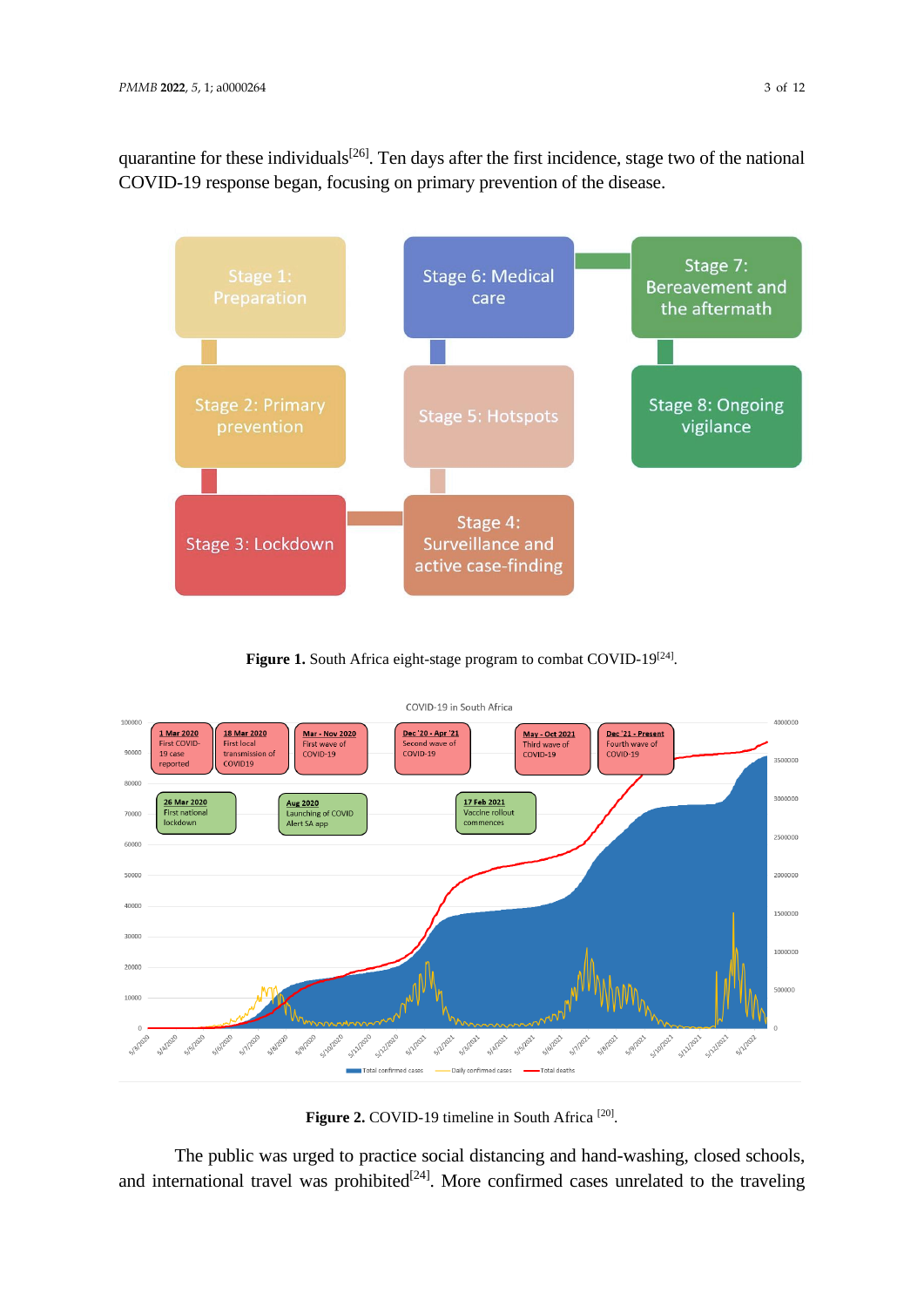quarantine for these individuals[26]. Ten days after the first incidence, stage two of the national COVID-19 response began, focusing on primary prevention of the disease.

**Figure 1.** South Africa eight-stage program to combat COVID-19[24].

**Figure 2.** COVID-19 timeline in South Africa [20].

The public was urged to practice social distancing and hand-washing, closed schools, and international travel was prohibited[24]. More confirmed cases unrelated to the traveling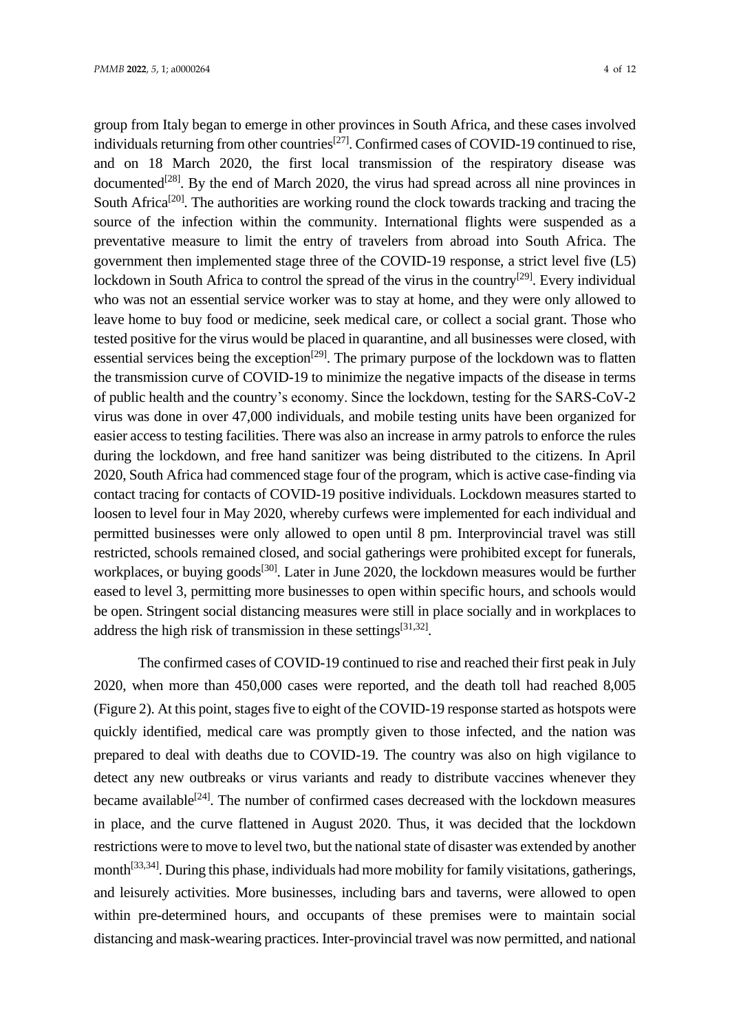group from Italy began to emerge in other provinces in South Africa, and these cases involved individuals returning from other countries[27]. Confirmed cases of COVID-19 continued to rise, and on 18 March 2020, the first local transmission of the respiratory disease was documented[28]. By the end of March 2020, the virus had spread across all nine provinces in South Africa[20]. The authorities are working round the clock towards tracking and tracing the source of the infection within the community. International flights were suspended as a preventative measure to limit the entry of travelers from abroad into South Africa. The government then implemented stage three of the COVID-19 response, a strict level five (L5) lockdown in South Africa to control the spread of the virus in the country[29]. Every individual who was not an essential service worker was to stay at home, and they were only allowed to leave home to buy food or medicine, seek medical care, or collect a social grant. Those who tested positive for the virus would be placed in quarantine, and all businesses were closed, with essential services being the exception[29]. The primary purpose of the lockdown was to flatten the transmission curve of COVID-19 to minimize the negative impacts of the disease in terms of public health and the country's economy. Since the lockdown, testing for the SARS-CoV-2 virus was done in over 47,000 individuals, and mobile testing units have been organized for easier access to testing facilities. There was also an increase in army patrols to enforce the rules during the lockdown, and free hand sanitizer was being distributed to the citizens. In April 2020, South Africa had commenced stage four of the program, which is active case-finding via contact tracing for contacts of COVID-19 positive individuals. Lockdown measures started to loosen to level four in May 2020, whereby curfews were implemented for each individual and permitted businesses were only allowed to open until 8 pm. Interprovincial travel was still restricted, schools remained closed, and social gatherings were prohibited except for funerals, workplaces, or buying goods[30]. Later in June 2020, the lockdown measures would be further eased to level 3, permitting more businesses to open within specific hours, and schools would be open. Stringent social distancing measures were still in place socially and in workplaces to address the high risk of transmission in these settings[31,32].

The confirmed cases of COVID-19 continued to rise and reached their first peak in July 2020, when more than 450,000 cases were reported, and the death toll had reached 8,005 (Figure 2). At this point, stages five to eight of the COVID-19 response started as hotspots were quickly identified, medical care was promptly given to those infected, and the nation was prepared to deal with deaths due to COVID-19. The country was also on high vigilance to detect any new outbreaks or virus variants and ready to distribute vaccines whenever they became available[24]. The number of confirmed cases decreased with the lockdown measures in place, and the curve flattened in August 2020. Thus, it was decided that the lockdown restrictions were to move to level two, but the national state of disaster was extended by another month[33,34]. During this phase, individuals had more mobility for family visitations, gatherings, and leisurely activities. More businesses, including bars and taverns, were allowed to open within pre-determined hours, and occupants of these premises were to maintain social distancing and mask-wearing practices. Inter-provincial travel was now permitted, and national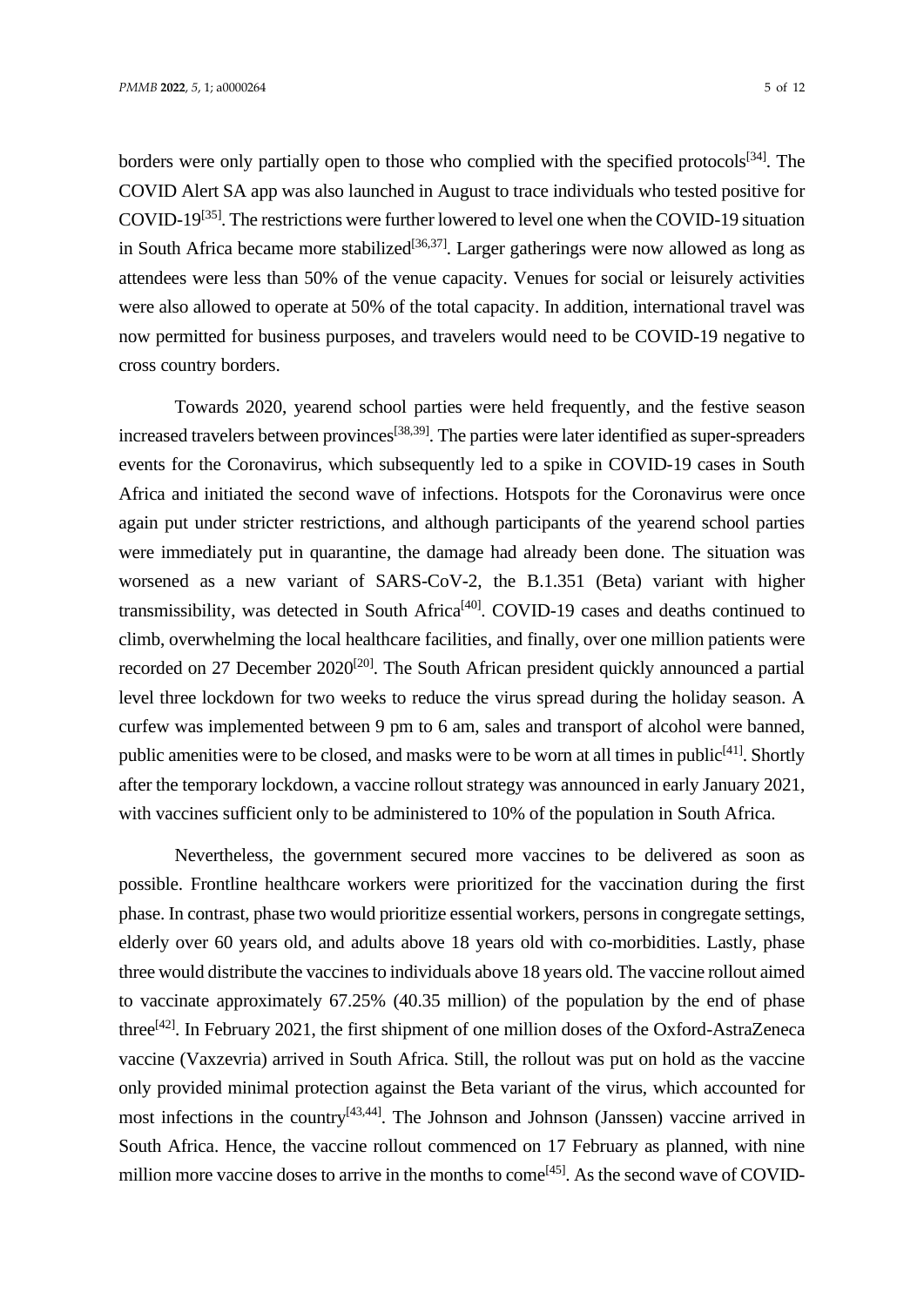borders were only partially open to those who complied with the specified protocols[34]. The COVID Alert SA app was also launched in August to trace individuals who tested positive for COVID-19[35]. The restrictions were further lowered to level one when the COVID-19 situation in South Africa became more stabilized[36,37]. Larger gatherings were now allowed as long as attendees were less than 50% of the venue capacity. Venues for social or leisurely activities were also allowed to operate at 50% of the total capacity. In addition, international travel was now permitted for business purposes, and travelers would need to be COVID-19 negative to cross country borders.

Towards 2020, yearend school parties were held frequently, and the festive season increased travelers between provinces[38,39]. The parties were later identified as super-spreaders events for the Coronavirus, which subsequently led to a spike in COVID-19 cases in South Africa and initiated the second wave of infections. Hotspots for the Coronavirus were once again put under stricter restrictions, and although participants of the yearend school parties were immediately put in quarantine, the damage had already been done. The situation was worsened as a new variant of SARS-CoV-2, the B.1.351 (Beta) variant with higher transmissibility, was detected in South Africa[40]. COVID-19 cases and deaths continued to climb, overwhelming the local healthcare facilities, and finally, over one million patients were recorded on 27 December 2020[20]. The South African president quickly announced a partial level three lockdown for two weeks to reduce the virus spread during the holiday season. A curfew was implemented between 9 pm to 6 am, sales and transport of alcohol were banned, public amenities were to be closed, and masks were to be worn at all times in public[41]. Shortly after the temporary lockdown, a vaccine rollout strategy was announced in early January 2021, with vaccines sufficient only to be administered to 10% of the population in South Africa.

Nevertheless, the government secured more vaccines to be delivered as soon as possible. Frontline healthcare workers were prioritized for the vaccination during the first phase. In contrast, phase two would prioritize essential workers, persons in congregate settings, elderly over 60 years old, and adults above 18 years old with co-morbidities. Lastly, phase three would distribute the vaccines to individuals above 18 years old. The vaccine rollout aimed to vaccinate approximately 67.25% (40.35 million) of the population by the end of phase three[42]. In February 2021, the first shipment of one million doses of the Oxford-AstraZeneca vaccine (Vaxzevria) arrived in South Africa. Still, the rollout was put on hold as the vaccine only provided minimal protection against the Beta variant of the virus, which accounted for most infections in the country[43,44]. The Johnson and Johnson (Janssen) vaccine arrived in South Africa. Hence, the vaccine rollout commenced on 17 February as planned, with nine million more vaccine doses to arrive in the months to come[45]. As the second wave of COVID-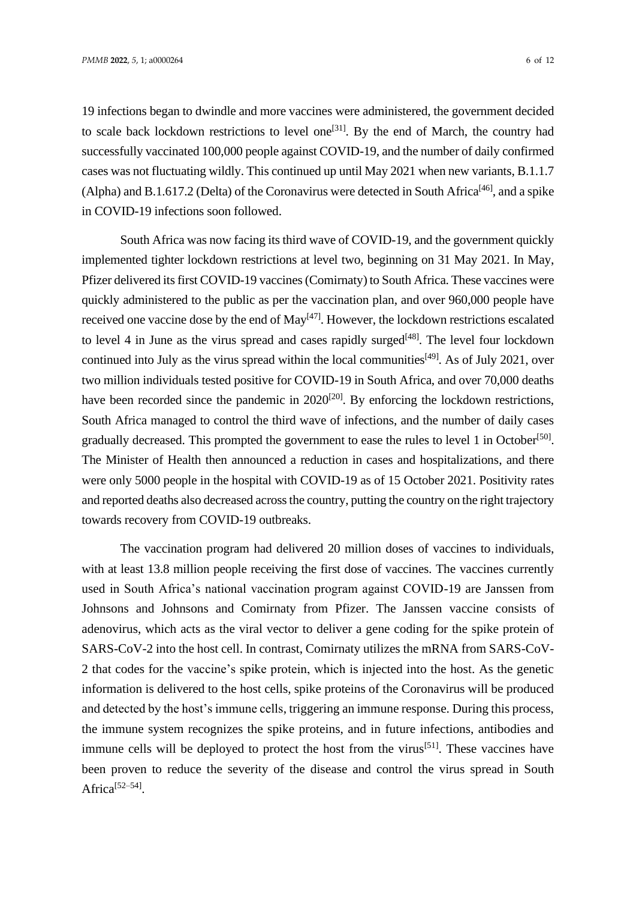19 infections began to dwindle and more vaccines were administered, the government decided to scale back lockdown restrictions to level one[31]. By the end of March, the country had successfully vaccinated 100,000 people against COVID-19, and the number of daily confirmed cases was not fluctuating wildly. This continued up until May 2021 when new variants, B.1.1.7 (Alpha) and B.1.617.2 (Delta) of the Coronavirus were detected in South Africa[46], and a spike in COVID-19 infections soon followed.

South Africa was now facing its third wave of COVID-19, and the government quickly implemented tighter lockdown restrictions at level two, beginning on 31 May 2021. In May, Pfizer delivered its first COVID-19 vaccines (Comirnaty) to South Africa. These vaccines were quickly administered to the public as per the vaccination plan, and over 960,000 people have received one vaccine dose by the end of May[47]. However, the lockdown restrictions escalated to level 4 in June as the virus spread and cases rapidly surged[48]. The level four lockdown continued into July as the virus spread within the local communities[49]. As of July 2021, over two million individuals tested positive for COVID-19 in South Africa, and over 70,000 deaths have been recorded since the pandemic in 2020[20]. By enforcing the lockdown restrictions, South Africa managed to control the third wave of infections, and the number of daily cases gradually decreased. This prompted the government to ease the rules to level 1 in October[50]. The Minister of Health then announced a reduction in cases and hospitalizations, and there were only 5000 people in the hospital with COVID-19 as of 15 October 2021. Positivity rates and reported deaths also decreased across the country, putting the country on the right trajectory towards recovery from COVID-19 outbreaks.

The vaccination program had delivered 20 million doses of vaccines to individuals, with at least 13.8 million people receiving the first dose of vaccines. The vaccines currently used in South Africa's national vaccination program against COVID-19 are Janssen from Johnsons and Johnsons and Comirnaty from Pfizer. The Janssen vaccine consists of adenovirus, which acts as the viral vector to deliver a gene coding for the spike protein of SARS-CoV-2 into the host cell. In contrast, Comirnaty utilizes the mRNA from SARS-CoV-2 that codes for the vaccine's spike protein, which is injected into the host. As the genetic information is delivered to the host cells, spike proteins of the Coronavirus will be produced and detected by the host's immune cells, triggering an immune response. During this process, the immune system recognizes the spike proteins, and in future infections, antibodies and immune cells will be deployed to protect the host from the virus[51]. These vaccines have been proven to reduce the severity of the disease and control the virus spread in South Africa[52–54].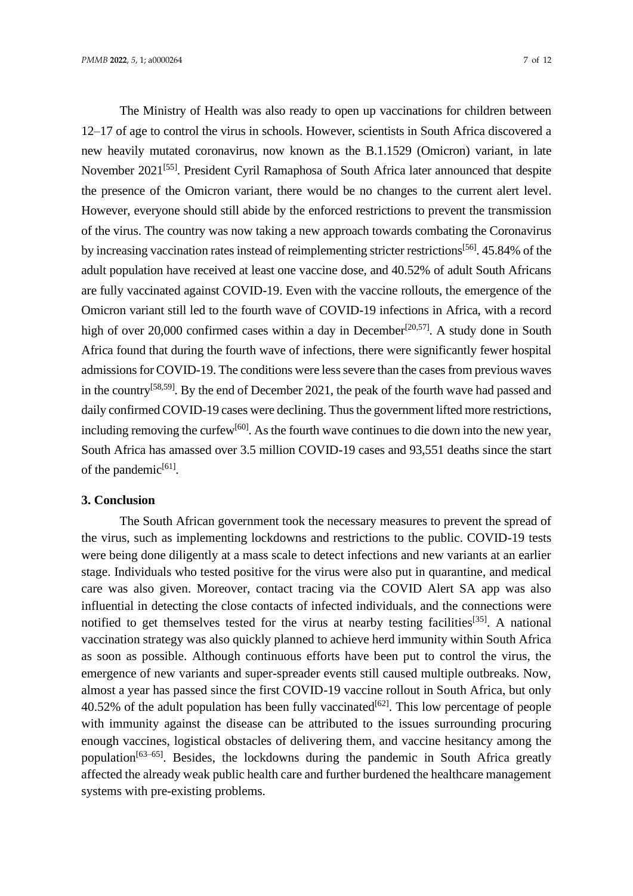The Ministry of Health was also ready to open up vaccinations for children between 12–17 of age to control the virus in schools. However, scientists in South Africa discovered a new heavily mutated coronavirus, now known as the B.1.1529 (Omicron) variant, in late November 2021[55]. President Cyril Ramaphosa of South Africa later announced that despite the presence of the Omicron variant, there would be no changes to the current alert level. However, everyone should still abide by the enforced restrictions to prevent the transmission of the virus. The country was now taking a new approach towards combating the Coronavirus by increasing vaccination rates instead of reimplementing stricter restrictions[56]. 45.84% of the adult population have received at least one vaccine dose, and 40.52% of adult South Africans are fully vaccinated against COVID-19. Even with the vaccine rollouts, the emergence of the Omicron variant still led to the fourth wave of COVID-19 infections in Africa, with a record high of over 20,000 confirmed cases within a day in December[20,57]. A study done in South Africa found that during the fourth wave of infections, there were significantly fewer hospital admissions for COVID-19. The conditions were less severe than the cases from previous waves in the country[58,59]. By the end of December 2021, the peak of the fourth wave had passed and daily confirmed COVID-19 cases were declining. Thus the government lifted more restrictions, including removing the curfew[60]. As the fourth wave continues to die down into the new year, South Africa has amassed over 3.5 million COVID-19 cases and 93,551 deaths since the start of the pandemic[61].

## 3. Conclusion

The South African government took the necessary measures to prevent the spread of the virus, such as implementing lockdowns and restrictions to the public. COVID-19 tests were being done diligently at a mass scale to detect infections and new variants at an earlier stage. Individuals who tested positive for the virus were also put in quarantine, and medical care was also given. Moreover, contact tracing via the COVID Alert SA app was also influential in detecting the close contacts of infected individuals, and the connections were notified to get themselves tested for the virus at nearby testing facilities[35]. A national vaccination strategy was also quickly planned to achieve herd immunity within South Africa as soon as possible. Although continuous efforts have been put to control the virus, the emergence of new variants and super-spreader events still caused multiple outbreaks. Now, almost a year has passed since the first COVID-19 vaccine rollout in South Africa, but only 40.52% of the adult population has been fully vaccinated[62]. This low percentage of people with immunity against the disease can be attributed to the issues surrounding procuring enough vaccines, logistical obstacles of delivering them, and vaccine hesitancy among the population[63–65]. Besides, the lockdowns during the pandemic in South Africa greatly affected the already weak public health care and further burdened the healthcare management systems with pre-existing problems.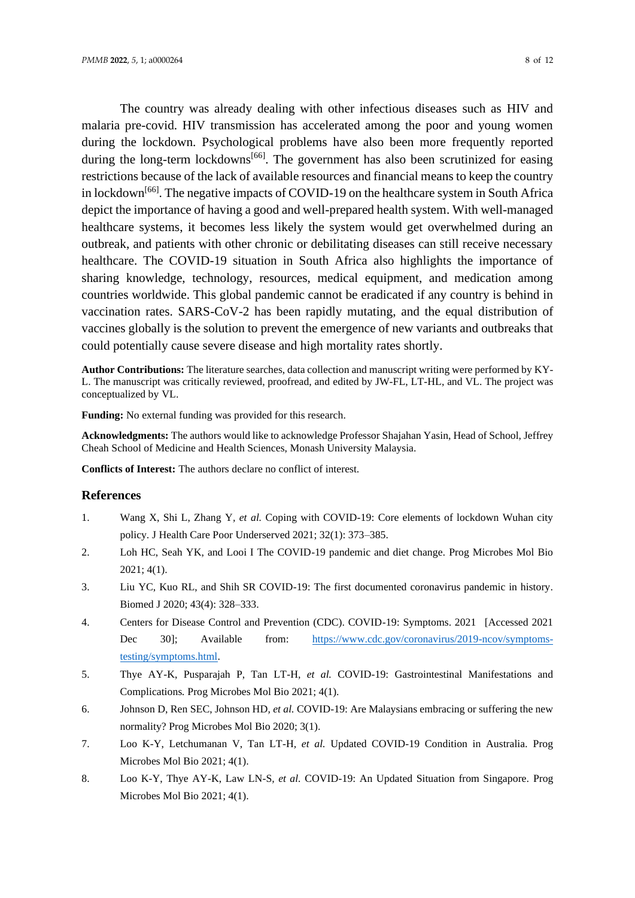The country was already dealing with other infectious diseases such as HIV and malaria pre-covid. HIV transmission has accelerated among the poor and young women during the lockdown. Psychological problems have also been more frequently reported during the long-term lockdowns[66]. The government has also been scrutinized for easing restrictions because of the lack of available resources and financial means to keep the country in lockdown[66]. The negative impacts of COVID-19 on the healthcare system in South Africa depict the importance of having a good and well-prepared health system. With well-managed healthcare systems, it becomes less likely the system would get overwhelmed during an outbreak, and patients with other chronic or debilitating diseases can still receive necessary healthcare. The COVID-19 situation in South Africa also highlights the importance of sharing knowledge, technology, resources, medical equipment, and medication among countries worldwide. This global pandemic cannot be eradicated if any country is behind in vaccination rates. SARS-CoV-2 has been rapidly mutating, and the equal distribution of vaccines globally is the solution to prevent the emergence of new variants and outbreaks that could potentially cause severe disease and high mortality rates shortly.

**Author Contributions:** The literature searches, data collection and manuscript writing were performed by KY-L. The manuscript was critically reviewed, proofread, and edited by JW-FL, LT-HL, and VL. The project was conceptualized by VL.

**Funding:** No external funding was provided for this research.

**Acknowledgments:** The authors would like to acknowledge Professor Shajahan Yasin, Head of School, Jeffrey Cheah School of Medicine and Health Sciences, Monash University Malaysia.

**Conflicts of Interest:** The authors declare no conflict of interest.

## References

1. Wang X, Shi L, Zhang Y, *et al.* Coping with COVID-19: Core elements of lockdown Wuhan city policy. J Health Care Poor Underserved 2021; 32(1): 373–385.
2. Loh HC, Seah YK, and Looi I The COVID-19 pandemic and diet change. Prog Microbes Mol Bio 2021; 4(1).
3. Liu YC, Kuo RL, and Shih SR COVID-19: The first documented coronavirus pandemic in history. Biomed J 2020; 43(4): 328–333.
4. Centers for Disease Control and Prevention (CDC). COVID-19: Symptoms. 2021 [Accessed 2021 Dec 30]; Available from: https://www.cdc.gov/coronavirus/2019-ncov/symptoms-testing/symptoms.html.
5. Thye AY-K, Pusparajah P, Tan LT-H, *et al.* COVID-19: Gastrointestinal Manifestations and Complications*.* Prog Microbes Mol Bio 2021; 4(1).
6. Johnson D, Ren SEC, Johnson HD, *et al.* COVID-19: Are Malaysians embracing or suffering the new normality? Prog Microbes Mol Bio 2020; 3(1).
7. Loo K-Y, Letchumanan V, Tan LT-H, *et al.* Updated COVID-19 Condition in Australia. Prog Microbes Mol Bio 2021; 4(1).
8. Loo K-Y, Thye AY-K, Law LN-S, *et al.* COVID-19: An Updated Situation from Singapore. Prog Microbes Mol Bio 2021; 4(1).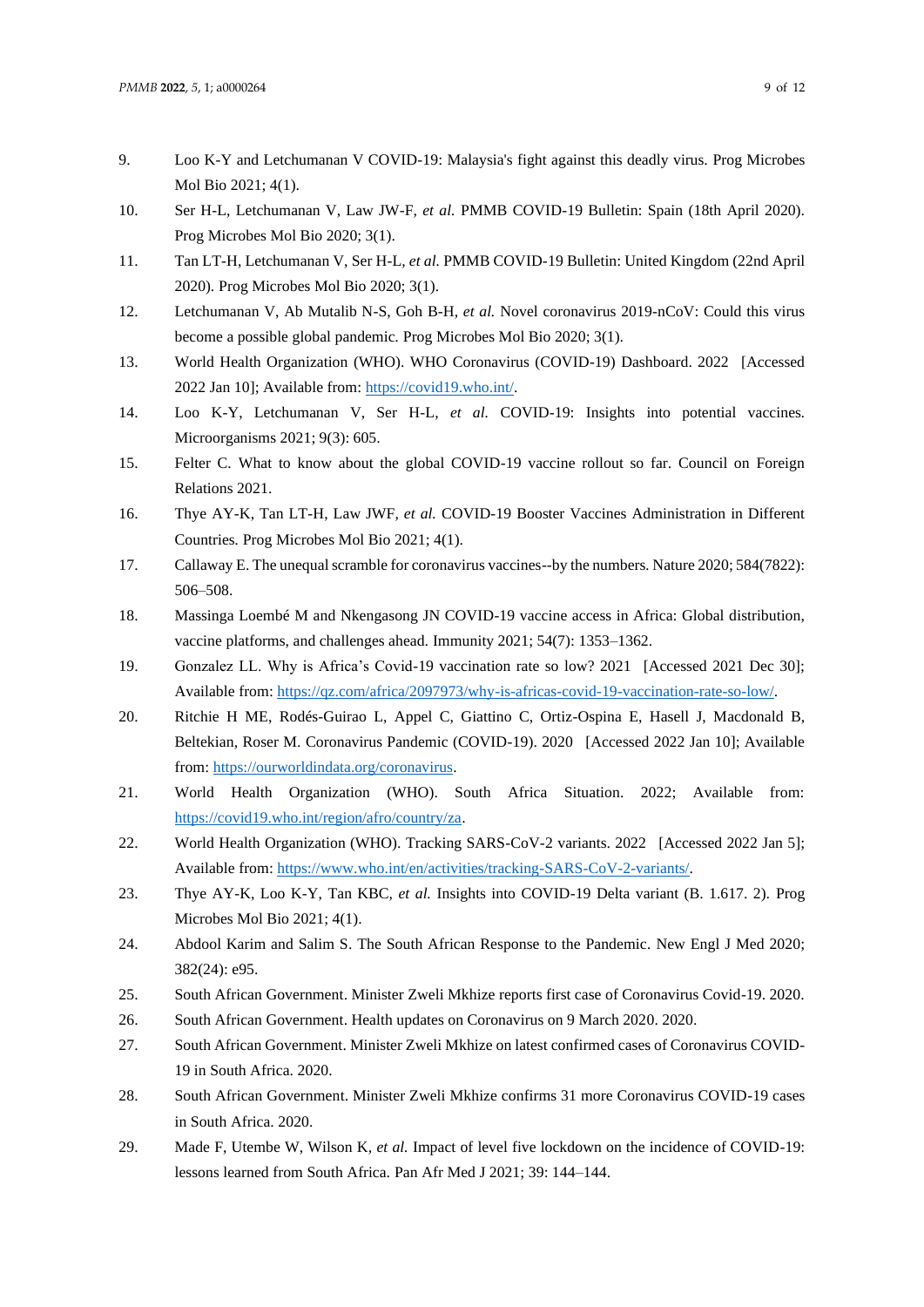9. Loo K-Y and Letchumanan V COVID-19: Malaysia's fight against this deadly virus. Prog Microbes Mol Bio 2021; 4(1).
10. Ser H-L, Letchumanan V, Law JW-F, *et al.* PMMB COVID-19 Bulletin: Spain (18th April 2020). Prog Microbes Mol Bio 2020; 3(1).
11. Tan LT-H, Letchumanan V, Ser H-L, *et al.* PMMB COVID-19 Bulletin: United Kingdom (22nd April 2020). Prog Microbes Mol Bio 2020; 3(1).
12. Letchumanan V, Ab Mutalib N-S, Goh B-H, *et al.* Novel coronavirus 2019-nCoV: Could this virus become a possible global pandemic. Prog Microbes Mol Bio 2020; 3(1).
13. World Health Organization (WHO). WHO Coronavirus (COVID-19) Dashboard. 2022 [Accessed 2022 Jan 10]; Available from: https://covid19.who.int/.
14. Loo K-Y, Letchumanan V, Ser H-L, *et al.* COVID-19: Insights into potential vaccines. Microorganisms 2021; 9(3): 605.
15. Felter C. What to know about the global COVID-19 vaccine rollout so far. Council on Foreign Relations 2021.
16. Thye AY-K, Tan LT-H, Law JWF, *et al.* COVID-19 Booster Vaccines Administration in Different Countries. Prog Microbes Mol Bio 2021; 4(1).
17. Callaway E. The unequal scramble for coronavirus vaccines--by the numbers. Nature 2020; 584(7822): 506–508.
18. Massinga Loembé M and Nkengasong JN COVID-19 vaccine access in Africa: Global distribution, vaccine platforms, and challenges ahead. Immunity 2021; 54(7): 1353–1362.
19. Gonzalez LL. Why is Africa's Covid-19 vaccination rate so low? 2021 [Accessed 2021 Dec 30]; Available from: https://qz.com/africa/2097973/why-is-africas-covid-19-vaccination-rate-so-low/.
20. Ritchie H ME, Rodés-Guirao L, Appel C, Giattino C, Ortiz-Ospina E, Hasell J, Macdonald B, Beltekian, Roser M. Coronavirus Pandemic (COVID-19). 2020 [Accessed 2022 Jan 10]; Available from: https://ourworldindata.org/coronavirus.
21. World Health Organization (WHO). South Africa Situation. 2022; Available from: https://covid19.who.int/region/afro/country/za.
22. World Health Organization (WHO). Tracking SARS-CoV-2 variants. 2022 [Accessed 2022 Jan 5]; Available from: https://www.who.int/en/activities/tracking-SARS-CoV-2-variants/.
23. Thye AY-K, Loo K-Y, Tan KBC, *et al.* Insights into COVID-19 Delta variant (B. 1.617. 2). Prog Microbes Mol Bio 2021; 4(1).
24. Abdool Karim and Salim S. The South African Response to the Pandemic. New Engl J Med 2020; 382(24): e95.
25. South African Government. Minister Zweli Mkhize reports first case of Coronavirus Covid-19. 2020.
26. South African Government. Health updates on Coronavirus on 9 March 2020. 2020.
27. South African Government. Minister Zweli Mkhize on latest confirmed cases of Coronavirus COVID-19 in South Africa. 2020.
28. South African Government. Minister Zweli Mkhize confirms 31 more Coronavirus COVID-19 cases in South Africa. 2020.
29. Made F, Utembe W, Wilson K, *et al.* Impact of level five lockdown on the incidence of COVID-19: lessons learned from South Africa. Pan Afr Med J 2021; 39: 144–144.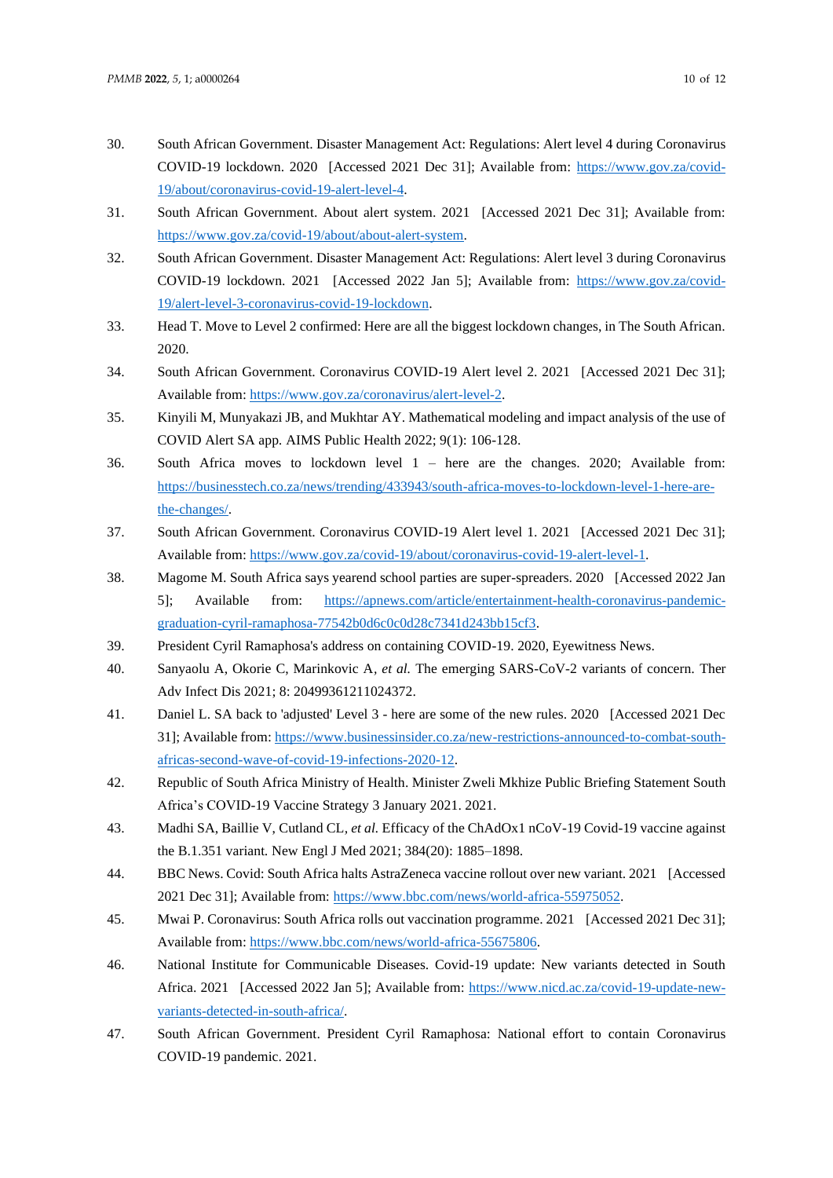30. South African Government. Disaster Management Act: Regulations: Alert level 4 during Coronavirus COVID-19 lockdown. 2020 [Accessed 2021 Dec 31]; Available from: https://www.gov.za/covid-19/about/coronavirus-covid-19-alert-level-4.
31. South African Government. About alert system. 2021 [Accessed 2021 Dec 31]; Available from: https://www.gov.za/covid-19/about/about-alert-system.
32. South African Government. Disaster Management Act: Regulations: Alert level 3 during Coronavirus COVID-19 lockdown. 2021 [Accessed 2022 Jan 5]; Available from: https://www.gov.za/covid-19/alert-level-3-coronavirus-covid-19-lockdown.
33. Head T. Move to Level 2 confirmed: Here are all the biggest lockdown changes, in The South African. 2020.
34. South African Government. Coronavirus COVID-19 Alert level 2. 2021 [Accessed 2021 Dec 31]; Available from: https://www.gov.za/coronavirus/alert-level-2.
35. Kinyili M, Munyakazi JB, and Mukhtar AY. Mathematical modeling and impact analysis of the use of COVID Alert SA app. AIMS Public Health 2022; 9(1): 106-128.
36. South Africa moves to lockdown level 1 – here are the changes. 2020; Available from: https://businesstech.co.za/news/trending/433943/south-africa-moves-to-lockdown-level-1-here-are-the-changes/.
37. South African Government. Coronavirus COVID-19 Alert level 1. 2021 [Accessed 2021 Dec 31]; Available from: https://www.gov.za/covid-19/about/coronavirus-covid-19-alert-level-1.
38. Magome M. South Africa says yearend school parties are super-spreaders. 2020 [Accessed 2022 Jan 5]; Available from: https://apnews.com/article/entertainment-health-coronavirus-pandemic-graduation-cyril-ramaphosa-77542b0d6c0c0d28c7341d243bb15cf3.
39. President Cyril Ramaphosa's address on containing COVID-19. 2020, Eyewitness News.
40. Sanyaolu A, Okorie C, Marinkovic A, *et al.* The emerging SARS-CoV-2 variants of concern. Ther Adv Infect Dis 2021; 8: 20499361211024372.
41. Daniel L. SA back to 'adjusted' Level 3 - here are some of the new rules. 2020 [Accessed 2021 Dec 31]; Available from: https://www.businessinsider.co.za/new-restrictions-announced-to-combat-south-africas-second-wave-of-covid-19-infections-2020-12.
42. Republic of South Africa Ministry of Health. Minister Zweli Mkhize Public Briefing Statement South Africa's COVID-19 Vaccine Strategy 3 January 2021. 2021.
43. Madhi SA, Baillie V, Cutland CL, *et al.* Efficacy of the ChAdOx1 nCoV-19 Covid-19 vaccine against the B.1.351 variant. New Engl J Med 2021; 384(20): 1885–1898.
44. BBC News. Covid: South Africa halts AstraZeneca vaccine rollout over new variant. 2021 [Accessed 2021 Dec 31]; Available from: https://www.bbc.com/news/world-africa-55975052.
45. Mwai P. Coronavirus: South Africa rolls out vaccination programme. 2021 [Accessed 2021 Dec 31]; Available from: https://www.bbc.com/news/world-africa-55675806.
46. National Institute for Communicable Diseases. Covid-19 update: New variants detected in South Africa. 2021 [Accessed 2022 Jan 5]; Available from: https://www.nicd.ac.za/covid-19-update-new-variants-detected-in-south-africa/.
47. South African Government. President Cyril Ramaphosa: National effort to contain Coronavirus COVID-19 pandemic. 2021.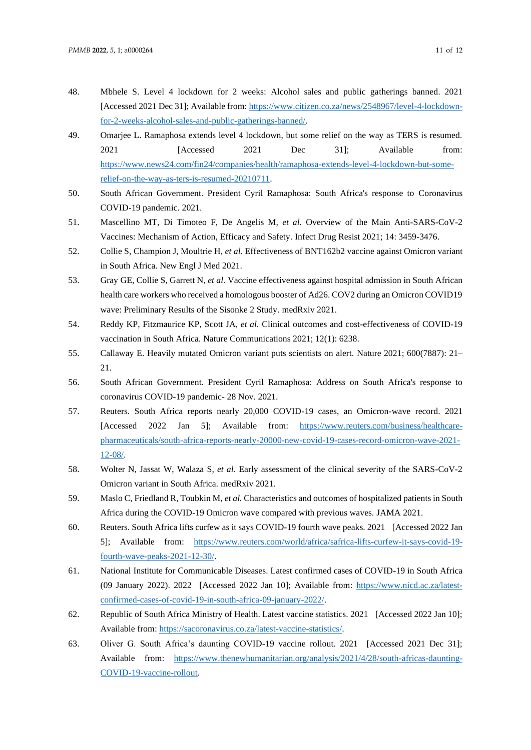48. Mbhele S. Level 4 lockdown for 2 weeks: Alcohol sales and public gatherings banned. 2021 [Accessed 2021 Dec 31]; Available from: https://www.citizen.co.za/news/2548967/level-4-lockdown-for-2-weeks-alcohol-sales-and-public-gatherings-banned/.
49. Omarjee L. Ramaphosa extends level 4 lockdown, but some relief on the way as TERS is resumed. 2021 [Accessed 2021 Dec 31]; Available from: https://www.news24.com/fin24/companies/health/ramaphosa-extends-level-4-lockdown-but-some-relief-on-the-way-as-ters-is-resumed-20210711.
50. South African Government. President Cyril Ramaphosa: South Africa's response to Coronavirus COVID-19 pandemic. 2021.
51. Mascellino MT, Di Timoteo F, De Angelis M, *et al.* Overview of the Main Anti-SARS-CoV-2 Vaccines: Mechanism of Action, Efficacy and Safety. Infect Drug Resist 2021; 14: 3459-3476.
52. Collie S, Champion J, Moultrie H, *et al.* Effectiveness of BNT162b2 vaccine against Omicron variant in South Africa. New Engl J Med 2021.
53. Gray GE, Collie S, Garrett N, *et al.* Vaccine effectiveness against hospital admission in South African health care workers who received a homologous booster of Ad26. COV2 during an Omicron COVID19 wave: Preliminary Results of the Sisonke 2 Study. medRxiv 2021.
54. Reddy KP, Fitzmaurice KP, Scott JA, *et al.* Clinical outcomes and cost-effectiveness of COVID-19 vaccination in South Africa. Nature Communications 2021; 12(1): 6238.
55. Callaway E. Heavily mutated Omicron variant puts scientists on alert. Nature 2021; 600(7887): 21–21.
56. South African Government. President Cyril Ramaphosa: Address on South Africa's response to coronavirus COVID-19 pandemic- 28 Nov. 2021.
57. Reuters. South Africa reports nearly 20,000 COVID-19 cases, an Omicron-wave record. 2021 [Accessed 2022 Jan 5]; Available from: https://www.reuters.com/business/healthcare-pharmaceuticals/south-africa-reports-nearly-20000-new-covid-19-cases-record-omicron-wave-2021-12-08/.
58. Wolter N, Jassat W, Walaza S, *et al.* Early assessment of the clinical severity of the SARS-CoV-2 Omicron variant in South Africa. medRxiv 2021.
59. Maslo C, Friedland R, Toubkin M, *et al.* Characteristics and outcomes of hospitalized patients in South Africa during the COVID-19 Omicron wave compared with previous waves. JAMA 2021.
60. Reuters. South Africa lifts curfew as it says COVID-19 fourth wave peaks. 2021 [Accessed 2022 Jan 5]; Available from: https://www.reuters.com/world/africa/safrica-lifts-curfew-it-says-covid-19-fourth-wave-peaks-2021-12-30/.
61. National Institute for Communicable Diseases. Latest confirmed cases of COVID-19 in South Africa (09 January 2022). 2022 [Accessed 2022 Jan 10]; Available from: https://www.nicd.ac.za/latest-confirmed-cases-of-covid-19-in-south-africa-09-january-2022/.
62. Republic of South Africa Ministry of Health. Latest vaccine statistics. 2021 [Accessed 2022 Jan 10]; Available from: https://sacoronavirus.co.za/latest-vaccine-statistics/.
63. Oliver G. South Africa's daunting COVID-19 vaccine rollout. 2021 [Accessed 2021 Dec 31]; Available from: https://www.thenewhumanitarian.org/analysis/2021/4/28/south-africas-daunting-COVID-19-vaccine-rollout.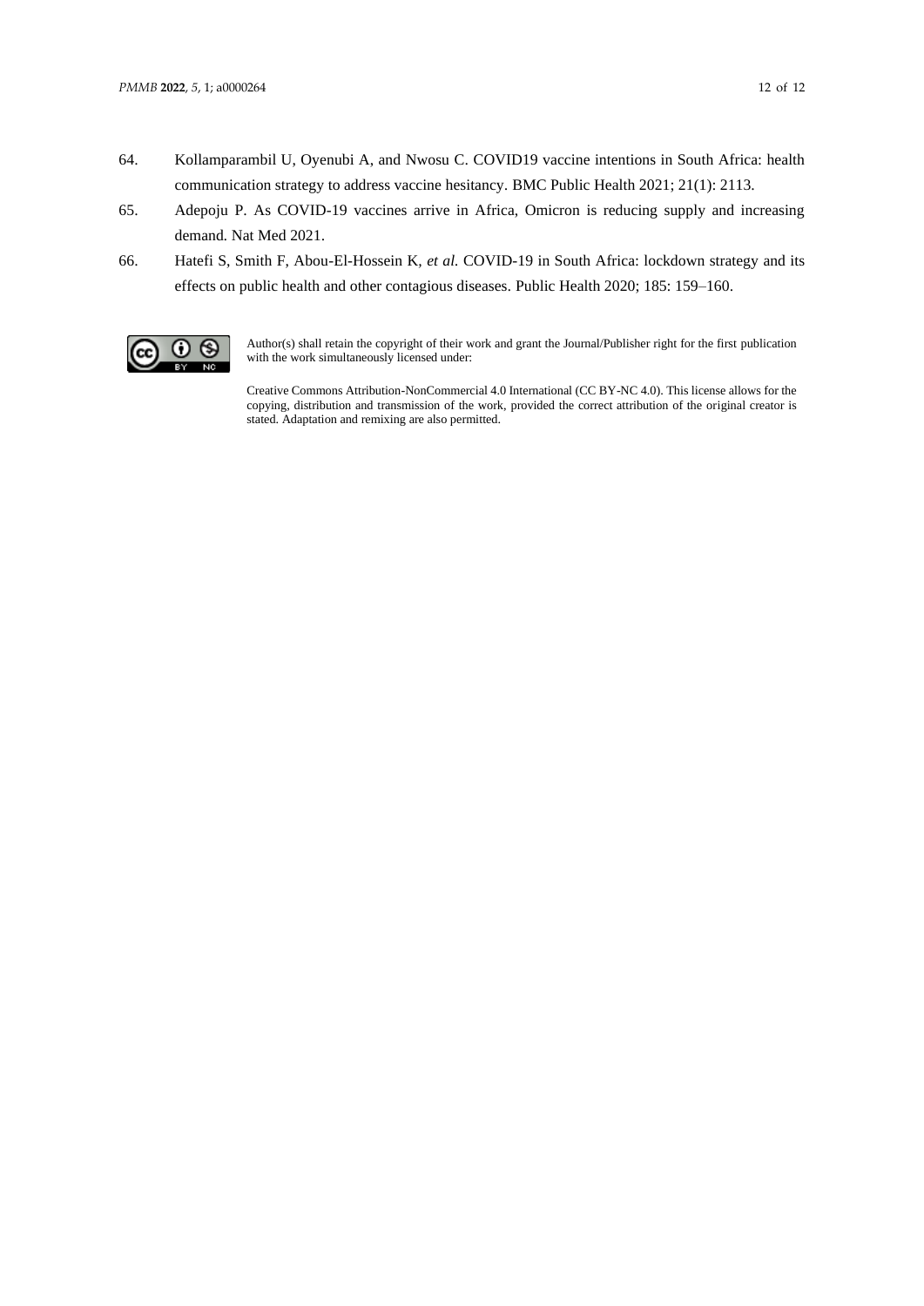64. Kollamparambil U, Oyenubi A, and Nwosu C. COVID19 vaccine intentions in South Africa: health communication strategy to address vaccine hesitancy. BMC Public Health 2021; 21(1): 2113.
65. Adepoju P. As COVID-19 vaccines arrive in Africa, Omicron is reducing supply and increasing demand. Nat Med 2021.
66. Hatefi S, Smith F, Abou-El-Hossein K, *et al.* COVID-19 in South Africa: lockdown strategy and its effects on public health and other contagious diseases. Public Health 2020; 185: 159–160.

Author(s) shall retain the copyright of their work and grant the Journal/Publisher right for the first publication with the work simultaneously licensed under:

Creative Commons Attribution-NonCommercial 4.0 International (CC BY-NC 4.0). This license allows for the copying, distribution and transmission of the work, provided the correct attribution of the original creator is stated. Adaptation and remixing are also permitted.